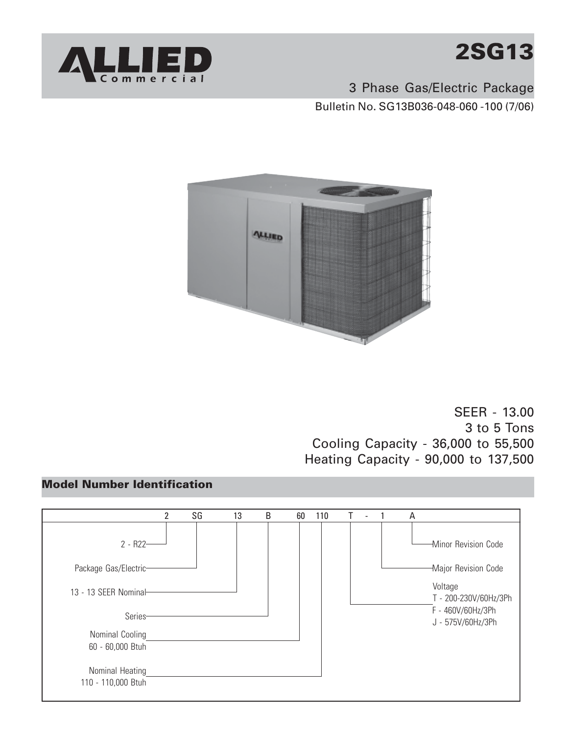# ALLIED Commercial

# 2SG13

3 Phase Gas/Electric Package

Bulletin No. SG13B036-048-060 -100 (7/06)

SEER - 13.00
3 to 5 Tons
Cooling Capacity - 36,000 to 55,500
Heating Capacity - 90,000 to 137,500

## Model Number Identification

2 SG 13 B 60 110 T - 1 A

- 2 - R22
- SG - Package Gas/Electric
- 13 - 13 SEER Nominal
- B - Series
- 60 - Nominal Cooling: 60 - 60,000 Btuh
- 110 - Nominal Heating: 110 - 110,000 Btuh
- T - Voltage:
  - T - 200-230V/60Hz/3Ph
  - F - 460V/60Hz/3Ph
  - J - 575V/60Hz/3Ph
- 1 - Major Revision Code
- A - Minor Revision Code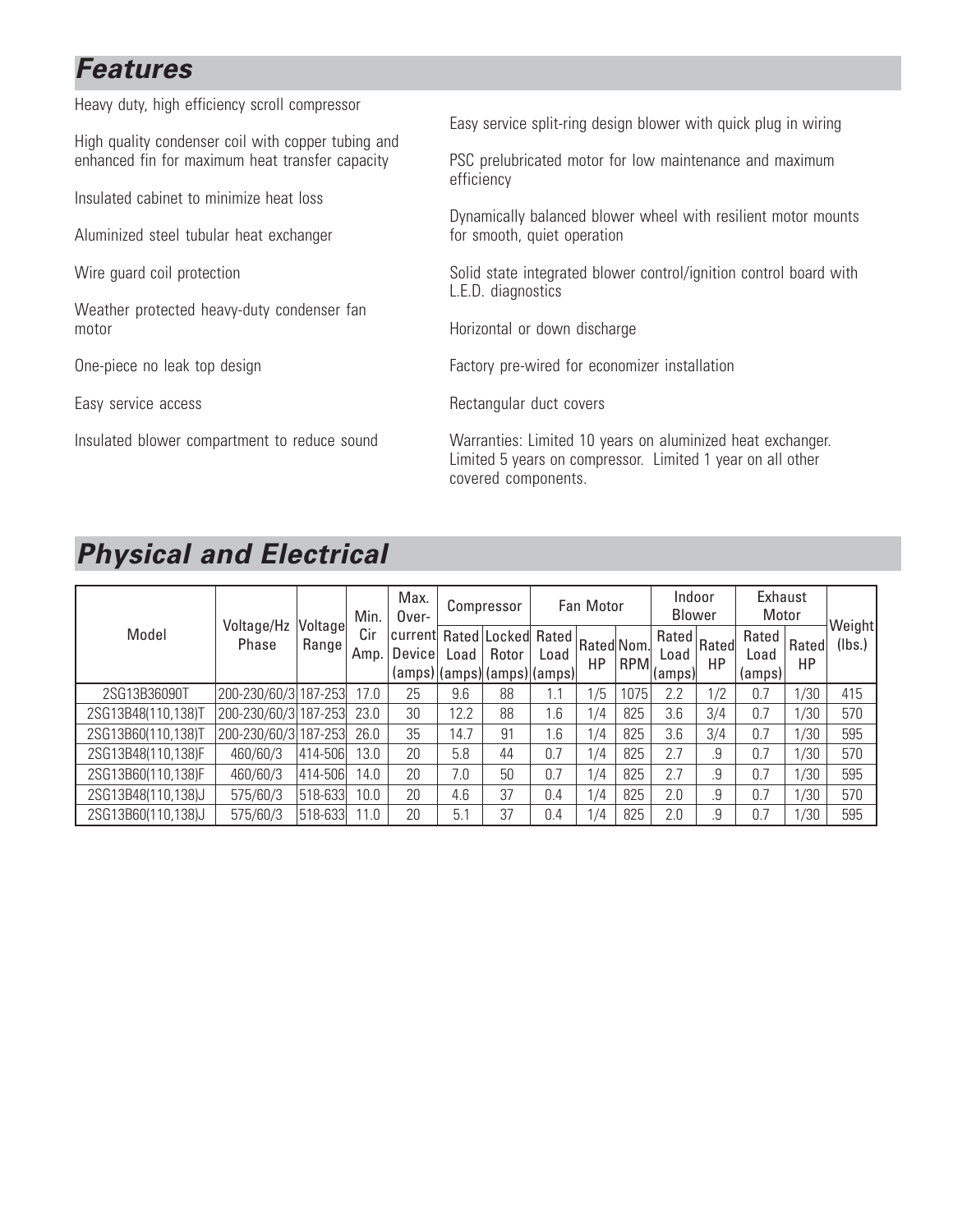## *Features*

Heavy duty, high efficiency scroll compressor

High quality condenser coil with copper tubing and enhanced fin for maximum heat transfer capacity

Insulated cabinet to minimize heat loss

Aluminized steel tubular heat exchanger

Wire guard coil protection

Weather protected heavy-duty condenser fan motor

One-piece no leak top design

Easy service access

Insulated blower compartment to reduce sound

Easy service split-ring design blower with quick plug in wiring

PSC prelubricated motor for low maintenance and maximum efficiency

Dynamically balanced blower wheel with resilient motor mounts for smooth, quiet operation

Solid state integrated blower control/ignition control board with L.E.D. diagnostics

Horizontal or down discharge

Factory pre-wired for economizer installation

Rectangular duct covers

Warranties: Limited 10 years on aluminized heat exchanger. Limited 5 years on compressor. Limited 1 year on all other covered components.

## *Physical and Electrical*

| Model | Voltage/Hz Phase | Voltage Range | Min. Cir Amp. | Max. Over-current Device (amps) | Compressor | | Fan Motor | | | Indoor Blower | | Exhaust Motor | | Weight (lbs.) |
|---|---|---|---|---|---|---|---|---|---|---|---|---|---|---|
| | | | | | Rated Load (amps) | Locked Rotor (amps) | Rated Load (amps) | Rated HP | Nom. RPM | Rated Load (amps) | Rated HP | Rated Load (amps) | Rated HP | |
| 2SG13B36090T | 200-230/60/3 | 187-253 | 17.0 | 25 | 9.6 | 88 | 1.1 | 1/5 | 1075 | 2.2 | 1/2 | 0.7 | 1/30 | 415 |
| 2SG13B48(110,138)T | 200-230/60/3 | 187-253 | 23.0 | 30 | 12.2 | 88 | 1.6 | 1/4 | 825 | 3.6 | 3/4 | 0.7 | 1/30 | 570 |
| 2SG13B60(110,138)T | 200-230/60/3 | 187-253 | 26.0 | 35 | 14.7 | 91 | 1.6 | 1/4 | 825 | 3.6 | 3/4 | 0.7 | 1/30 | 595 |
| 2SG13B48(110,138)F | 460/60/3 | 414-506 | 13.0 | 20 | 5.8 | 44 | 0.7 | 1/4 | 825 | 2.7 | .9 | 0.7 | 1/30 | 570 |
| 2SG13B60(110,138)F | 460/60/3 | 414-506 | 14.0 | 20 | 7.0 | 50 | 0.7 | 1/4 | 825 | 2.7 | .9 | 0.7 | 1/30 | 595 |
| 2SG13B48(110,138)J | 575/60/3 | 518-633 | 10.0 | 20 | 4.6 | 37 | 0.4 | 1/4 | 825 | 2.0 | .9 | 0.7 | 1/30 | 570 |
| 2SG13B60(110,138)J | 575/60/3 | 518-633 | 11.0 | 20 | 5.1 | 37 | 0.4 | 1/4 | 825 | 2.0 | .9 | 0.7 | 1/30 | 595 |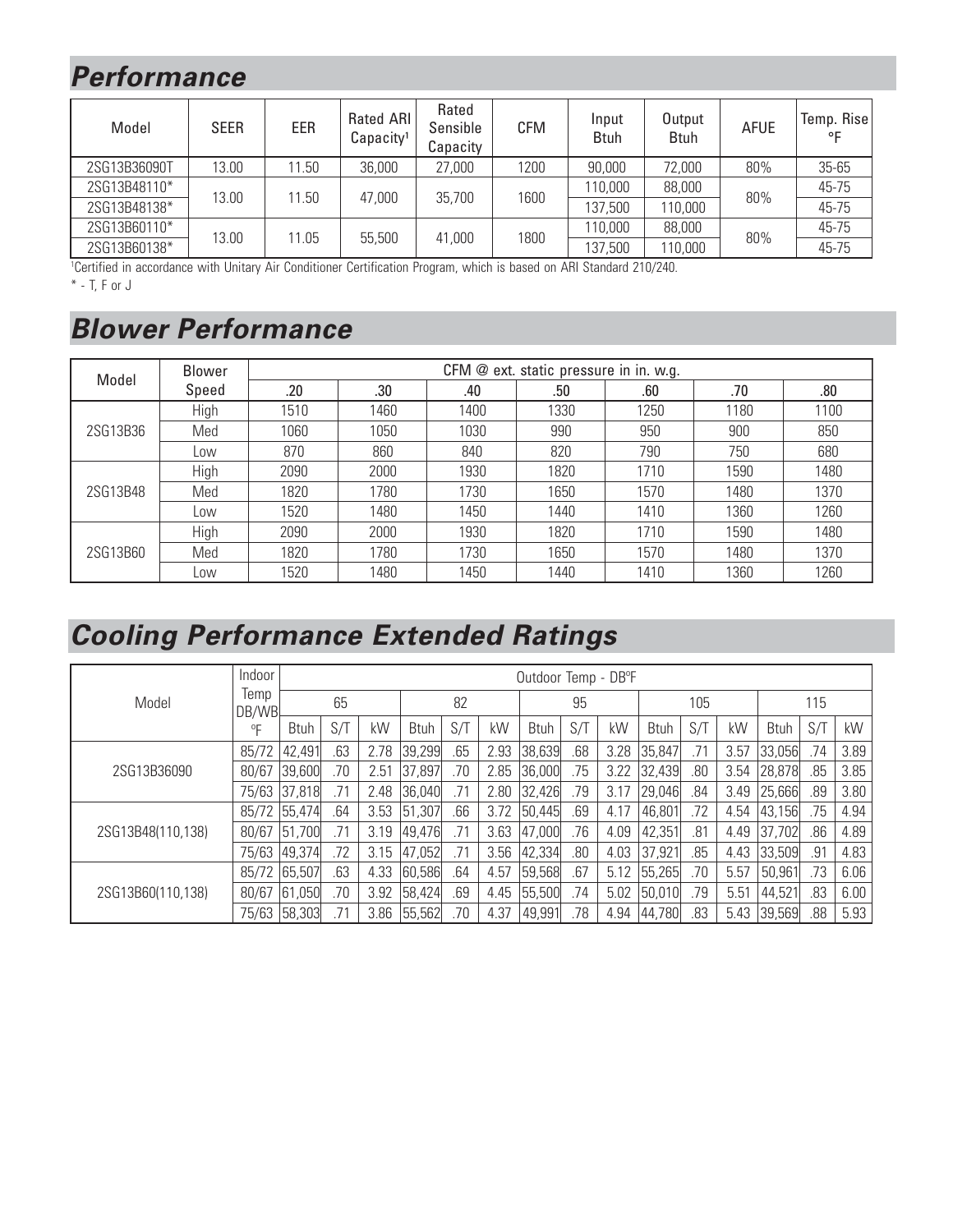## *Performance*

| Model | SEER | EER | Rated ARI Capacity[1] | Rated Sensible Capacity | CFM | Input Btuh | Output Btuh | AFUE | Temp. Rise °F |
|---|---|---|---|---|---|---|---|---|---|
| 2SG13B36090T | 13.00 | 11.50 | 36,000 | 27,000 | 1200 | 90,000 | 72,000 | 80% | 35-65 |
| 2SG13B48110* | 13.00 | 11.50 | 47,000 | 35,700 | 1600 | 110,000 | 88,000 | 80% | 45-75 |
| 2SG13B48138* | | | | | | 137,500 | 110,000 | | 45-75 |
| 2SG13B60110* | 13.00 | 11.05 | 55,500 | 41,000 | 1800 | 110,000 | 88,000 | 80% | 45-75 |
| 2SG13B60138* | | | | | | 137,500 | 110,000 | | 45-75 |

[1]Certified in accordance with Unitary Air Conditioner Certification Program, which is based on ARI Standard 210/240.

* - T, F or J

## *Blower Performance*

| Model | Blower Speed | CFM @ ext. static pressure in in. w.g. | | | | | | |
|---|---|---|---|---|---|---|---|---|
| | | .20 | .30 | .40 | .50 | .60 | .70 | .80 |
| 2SG13B36 | High | 1510 | 1460 | 1400 | 1330 | 1250 | 1180 | 1100 |
| | Med | 1060 | 1050 | 1030 | 990 | 950 | 900 | 850 |
| | Low | 870 | 860 | 840 | 820 | 790 | 750 | 680 |
| 2SG13B48 | High | 2090 | 2000 | 1930 | 1820 | 1710 | 1590 | 1480 |
| | Med | 1820 | 1780 | 1730 | 1650 | 1570 | 1480 | 1370 |
| | Low | 1520 | 1480 | 1450 | 1440 | 1410 | 1360 | 1260 |
| 2SG13B60 | High | 2090 | 2000 | 1930 | 1820 | 1710 | 1590 | 1480 |
| | Med | 1820 | 1780 | 1730 | 1650 | 1570 | 1480 | 1370 |
| | Low | 1520 | 1480 | 1450 | 1440 | 1410 | 1360 | 1260 |

## *Cooling Performance Extended Ratings*

| Model | Indoor Temp DB/WB °F | Outdoor Temp - DB°F | | | | | | | | | | | | | | |
|---|---|---|---|---|---|---|---|---|---|---|---|---|---|---|---|---|
| | | 65 | | | 82 | | | 95 | | | 105 | | | 115 | | |
| | | Btuh | S/T | kW | Btuh | S/T | kW | Btuh | S/T | kW | Btuh | S/T | kW | Btuh | S/T | kW |
| 2SG13B36090 | 85/72 | 42,491 | .63 | 2.78 | 39,299 | .65 | 2.93 | 38,639 | .68 | 3.28 | 35,847 | .71 | 3.57 | 33,056 | .74 | 3.89 |
| | 80/67 | 39,600 | .70 | 2.51 | 37,897 | .70 | 2.85 | 36,000 | .75 | 3.22 | 32,439 | .80 | 3.54 | 28,878 | .85 | 3.85 |
| | 75/63 | 37,818 | .71 | 2.48 | 36,040 | .71 | 2.80 | 32,426 | .79 | 3.17 | 29,046 | .84 | 3.49 | 25,666 | .89 | 3.80 |
| 2SG13B48(110,138) | 85/72 | 55,474 | .64 | 3.53 | 51,307 | .66 | 3.72 | 50,445 | .69 | 4.17 | 46,801 | .72 | 4.54 | 43,156 | .75 | 4.94 |
| | 80/67 | 51,700 | .71 | 3.19 | 49,476 | .71 | 3.63 | 47,000 | .76 | 4.09 | 42,351 | .81 | 4.49 | 37,702 | .86 | 4.89 |
| | 75/63 | 49,374 | .72 | 3.15 | 47,052 | .71 | 3.56 | 42,334 | .80 | 4.03 | 37,921 | .85 | 4.43 | 33,509 | .91 | 4.83 |
| 2SG13B60(110,138) | 85/72 | 65,507 | .63 | 4.33 | 60,586 | .64 | 4.57 | 59,568 | .67 | 5.12 | 55,265 | .70 | 5.57 | 50,961 | .73 | 6.06 |
| | 80/67 | 61,050 | .70 | 3.92 | 58,424 | .69 | 4.45 | 55,500 | .74 | 5.02 | 50,010 | .79 | 5.51 | 44,521 | .83 | 6.00 |
| | 75/63 | 58,303 | .71 | 3.86 | 55,562 | .70 | 4.37 | 49,991 | .78 | 4.94 | 44,780 | .83 | 5.43 | 39,569 | .88 | 5.93 |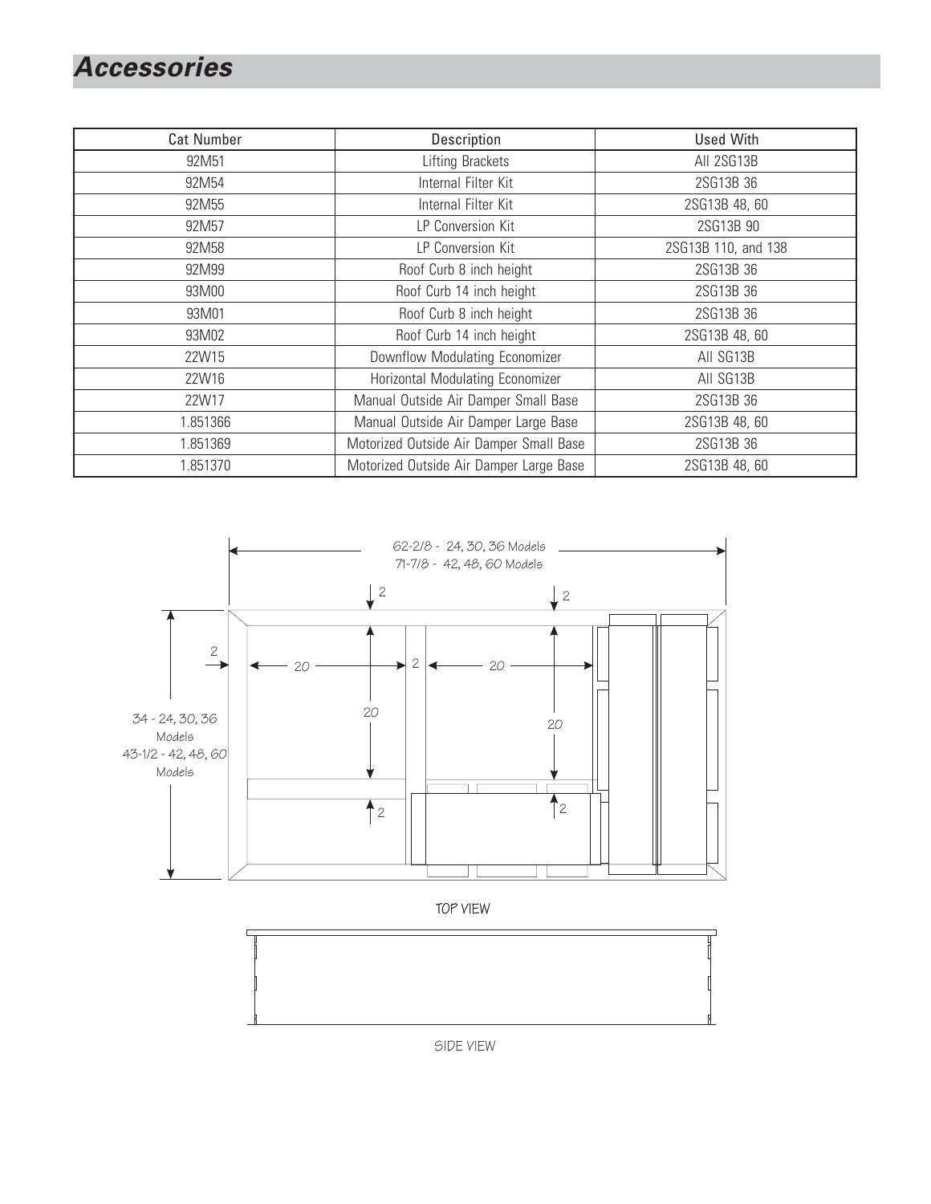## Accessories

| Cat Number | Description | Used With |
| --- | --- | --- |
| 92M51 | Lifting Brackets | All 2SG13B |
| 92M54 | Internal Filter Kit | 2SG13B 36 |
| 92M55 | Internal Filter Kit | 2SG13B 48, 60 |
| 92M57 | LP Conversion Kit | 2SG13B 90 |
| 92M58 | LP Conversion Kit | 2SG13B 110, and 138 |
| 92M99 | Roof Curb 8 inch height | 2SG13B 36 |
| 93M00 | Roof Curb 14 inch height | 2SG13B 36 |
| 93M01 | Roof Curb 8 inch height | 2SG13B 36 |
| 93M02 | Roof Curb 14 inch height | 2SG13B 48, 60 |
| 22W15 | Downflow Modulating Economizer | All SG13B |
| 22W16 | Horizontal Modulating Economizer | All SG13B |
| 22W17 | Manual Outside Air Damper Small Base | 2SG13B 36 |
| 1.851366 | Manual Outside Air Damper Large Base | 2SG13B 48, 60 |
| 1.851369 | Motorized Outside Air Damper Small Base | 2SG13B 36 |
| 1.851370 | Motorized Outside Air Damper Large Base | 2SG13B 48, 60 |

62-2/8 - 24, 30, 36 Models
71-7/8 - 42, 48, 60 Models

34 - 24, 30, 36 Models
43-1/2 - 42, 48, 60 Models

2 2 2 20 2 20 20 20 2 2

TOP VIEW

SIDE VIEW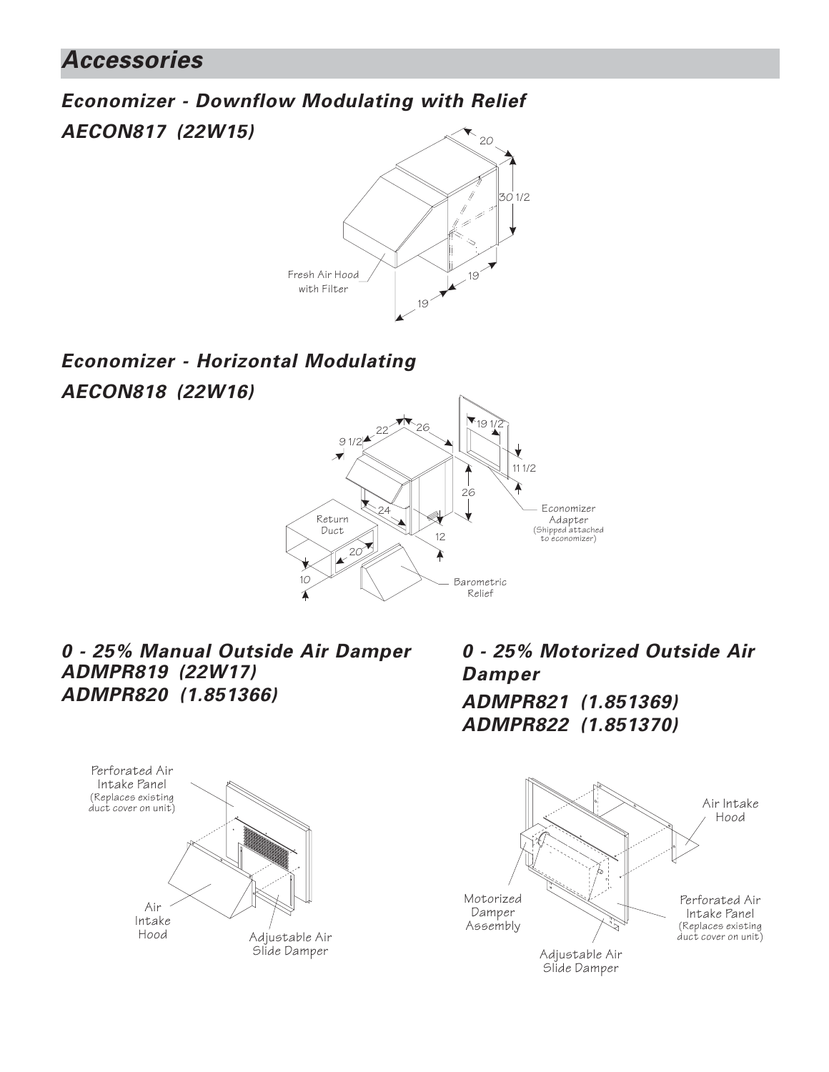# Accessories

## Economizer - Downflow Modulating with Relief

## AECON817 (22W15)

20

30 1/2

19

19

Fresh Air Hood with Filter

## Economizer - Horizontal Modulating

## AECON818 (22W16)

9 1/2

22

26

19 1/2

11 1/2

26

24

12

20

10

Return Duct

Economizer Adapter (Shipped attached to economizer)

Barometric Relief

## 0 - 25% Manual Outside Air Damper

## ADMPR819 (22W17)

## ADMPR820 (1.851366)

Perforated Air Intake Panel (Replaces existing duct cover on unit)

Air Intake Hood

Adjustable Air Slide Damper

## 0 - 25% Motorized Outside Air Damper

## ADMPR821 (1.851369)

## ADMPR822 (1.851370)

Air Intake Hood

Motorized Damper Assembly

Perforated Air Intake Panel (Replaces existing duct cover on unit)

Adjustable Air Slide Damper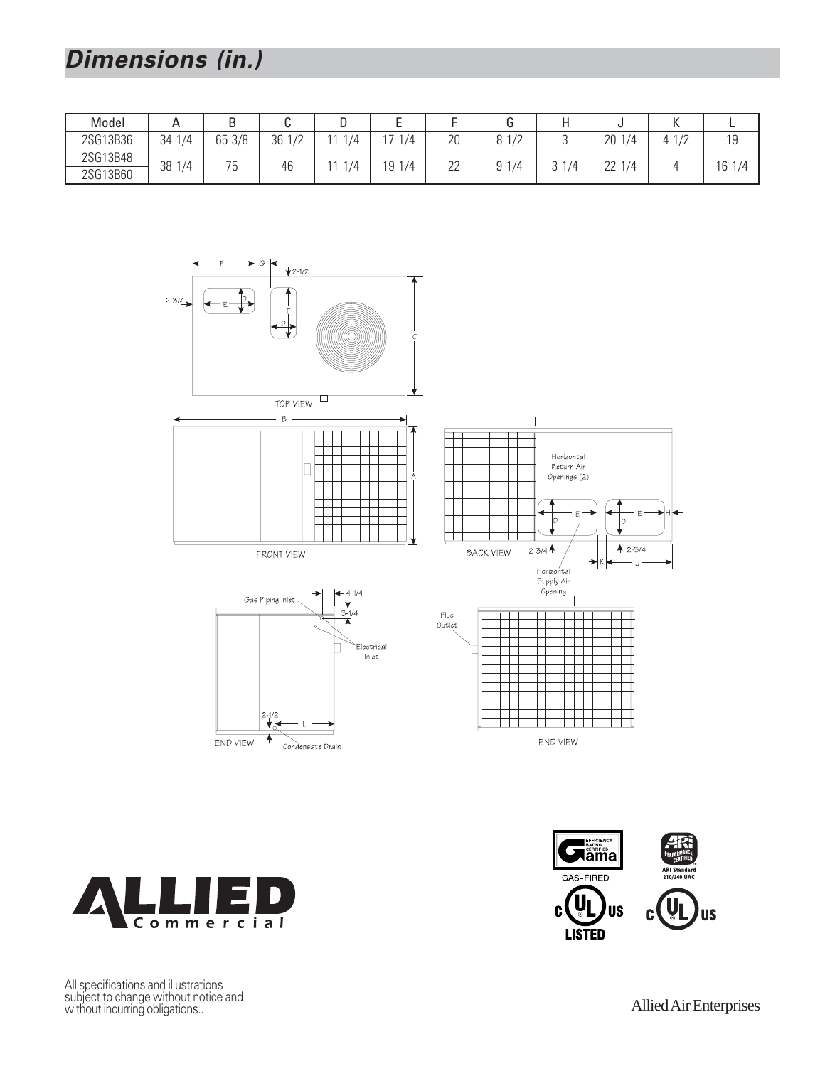## *Dimensions (in.)*

| Model | A | B | C | D | E | F | G | H | J | K | L |
|---|---|---|---|---|---|---|---|---|---|---|---|
| 2SG13B36 | 34 1/4 | 65 3/8 | 36 1/2 | 11 1/4 | 17 1/4 | 20 | 8 1/2 | 3 | 20 1/4 | 4 1/2 | 19 |
| 2SG13B48 | 38 1/4 | 75 | 46 | 11 1/4 | 19 1/4 | 22 | 9 1/4 | 3 1/4 | 22 1/4 | 4 | 16 1/4 |
| 2SG13B60 | | | | | | | | | | | |

TOP VIEW

FRONT VIEW

BACK VIEW

Horizontal Return Air Openings (2)

Horizontal Supply Air Opening

END VIEW

Gas Piping Inlet

Electrical Inlet

Condensate Drain

Flue Outlet

END VIEW

All specifications and illustrations subject to change without notice and without incurring obligations..

Allied Air Enterprises